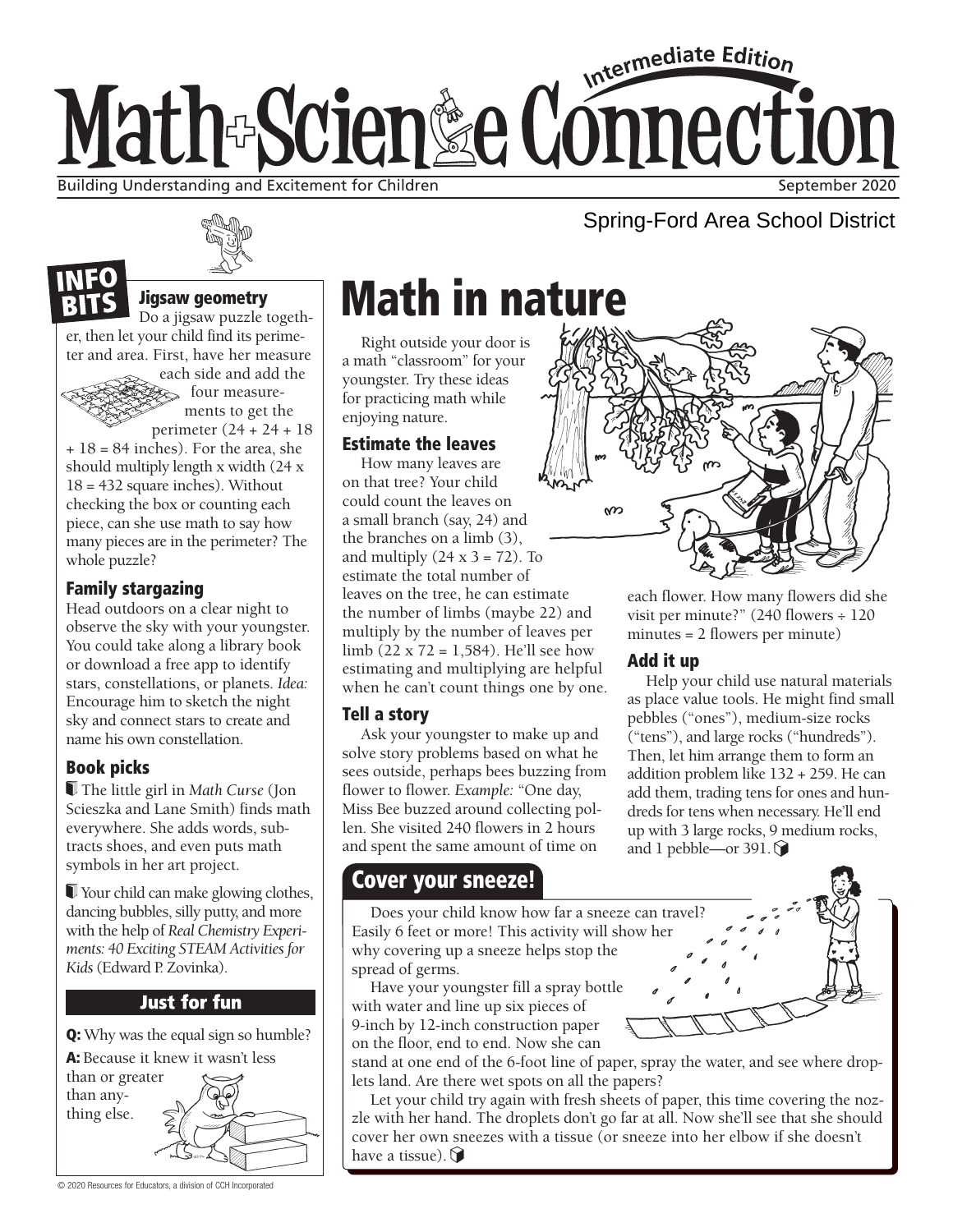# Math+Science Connection

**Intermediate Edition**

Building Understanding and Excitement for Children

September 2020

Spring-Ford Area School District

## INFO BITS

### Jigsaw geometry

Do a jigsaw puzzle together, then let your child find its perimeter and area. First, have her measure each side and add the four measurements to get the perimeter (24 + 24 + 18 + 18 = 84 inches). For the area, she should multiply length x width (24 x 18 = 432 square inches). Without checking the box or counting each piece, can she use math to say how many pieces are in the perimeter? The whole puzzle?

### Family stargazing

Head outdoors on a clear night to observe the sky with your youngster. You could take along a library book or download a free app to identify stars, constellations, or planets. *Idea:* Encourage him to sketch the night sky and connect stars to create and name his own constellation.

### Book picks

- The little girl in *Math Curse* (Jon Scieszka and Lane Smith) finds math everywhere. She adds words, subtracts shoes, and even puts math symbols in her art project.
- Your child can make glowing clothes, dancing bubbles, silly putty, and more with the help of *Real Chemistry Experiments: 40 Exciting STEAM Activities for Kids* (Edward P. Zovinka).

### Just for fun

**Q:** Why was the equal sign so humble?

**A:** Because it knew it wasn't less than or greater than anything else.

# Math in nature

Right outside your door is a math "classroom" for your youngster. Try these ideas for practicing math while enjoying nature.

### Estimate the leaves

How many leaves are on that tree? Your child could count the leaves on a small branch (say, 24) and the branches on a limb (3), and multiply (24 x 3 = 72). To estimate the total number of leaves on the tree, he can estimate the number of limbs (maybe 22) and multiply by the number of leaves per limb (22 x 72 = 1,584). He'll see how estimating and multiplying are helpful when he can't count things one by one.

### Tell a story

Ask your youngster to make up and solve story problems based on what he sees outside, perhaps bees buzzing from flower to flower. *Example:* "One day, Miss Bee buzzed around collecting pollen. She visited 240 flowers in 2 hours and spent the same amount of time on each flower. How many flowers did she visit per minute?" (240 flowers ÷ 120 minutes = 2 flowers per minute)

### Add it up

Help your child use natural materials as place value tools. He might find small pebbles ("ones"), medium-size rocks ("tens"), and large rocks ("hundreds"). Then, let him arrange them to form an addition problem like 132 + 259. He can add them, trading tens for ones and hundreds for tens when necessary. He'll end up with 3 large rocks, 9 medium rocks, and 1 pebble—or 391.

## Cover your sneeze!

Does your child know how far a sneeze can travel? Easily 6 feet or more! This activity will show her why covering up a sneeze helps stop the spread of germs.

Have your youngster fill a spray bottle with water and line up six pieces of 9-inch by 12-inch construction paper on the floor, end to end. Now she can stand at one end of the 6-foot line of paper, spray the water, and see where droplets land. Are there wet spots on all the papers?

Let your child try again with fresh sheets of paper, this time covering the nozzle with her hand. The droplets don't go far at all. Now she'll see that she should cover her own sneezes with a tissue (or sneeze into her elbow if she doesn't have a tissue).

© 2020 Resources for Educators, a division of CCH Incorporated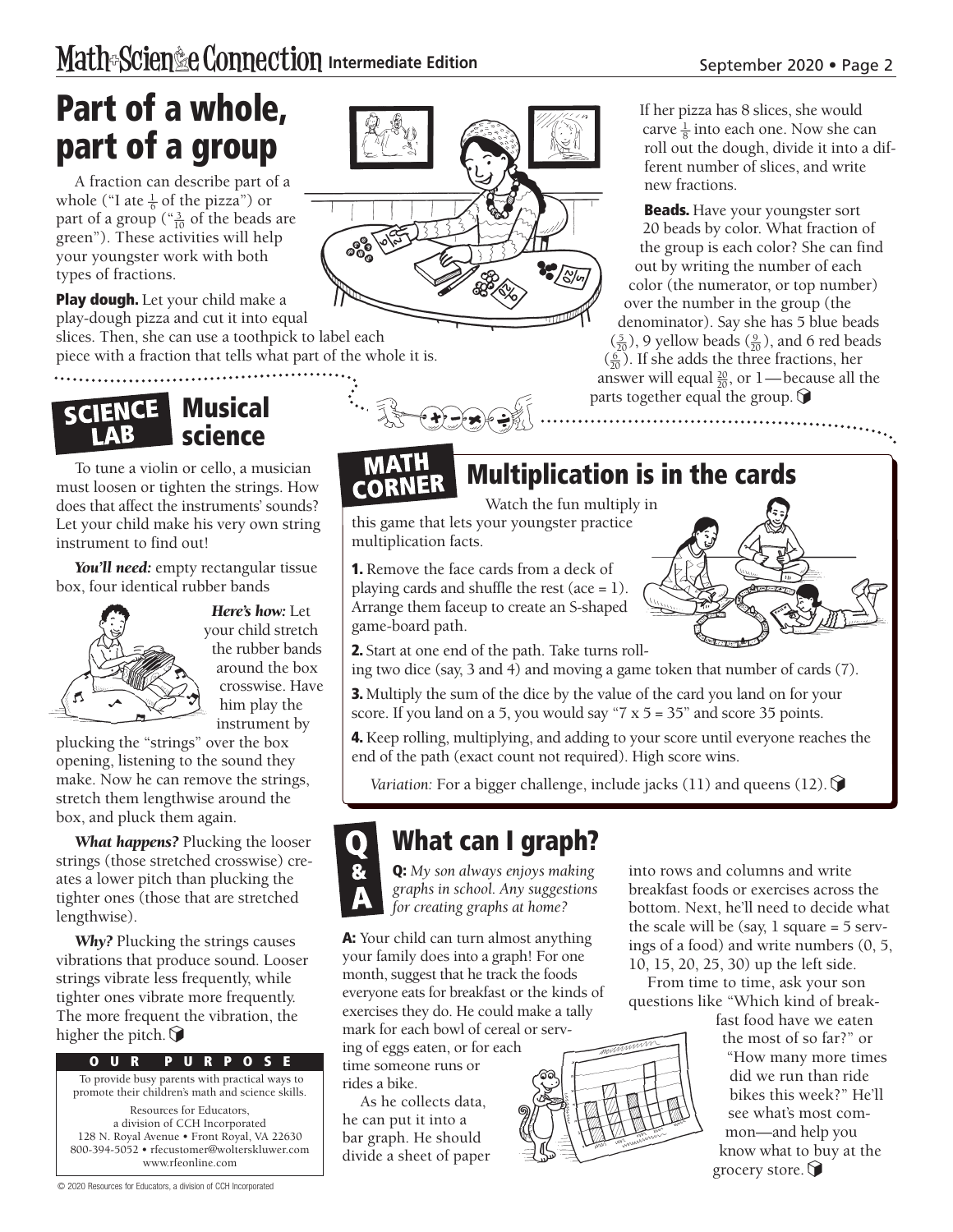# Part of a whole, part of a group

A fraction can describe part of a whole ("I ate $\frac{1}{6}$ of the pizza") or part of a group ("$\frac{3}{10}$ of the beads are green"). These activities will help your youngster work with both types of fractions.

**Play dough.** Let your child make a play-dough pizza and cut it into equal slices. Then, she can use a toothpick to label each piece with a fraction that tells what part of the whole it is. If her pizza has 8 slices, she would carve $\frac{1}{8}$ into each one. Now she can roll out the dough, divide it into a different number of slices, and write new fractions.

**Beads.** Have your youngster sort 20 beads by color. What fraction of the group is each color? She can find out by writing the number of each color (the numerator, or top number) over the number in the group (the denominator). Say she has 5 blue beads ($\frac{5}{20}$), 9 yellow beads ($\frac{9}{20}$), and 6 red beads ($\frac{6}{20}$). If she adds the three fractions, her answer will equal $\frac{20}{20}$, or 1—because all the parts together equal the group.

## SCIENCE LAB: Musical science

To tune a violin or cello, a musician must loosen or tighten the strings. How does that affect the instruments' sounds? Let your child make his very own string instrument to find out!

***You'll need:*** empty rectangular tissue box, four identical rubber bands

***Here's how:*** Let your child stretch the rubber bands around the box crosswise. Have him play the instrument by plucking the "strings" over the box opening, listening to the sound they make. Now he can remove the strings, stretch them lengthwise around the box, and pluck them again.

***What happens?*** Plucking the looser strings (those stretched crosswise) creates a lower pitch than plucking the tighter ones (those that are stretched lengthwise).

***Why?*** Plucking the strings causes vibrations that produce sound. Looser strings vibrate less frequently, while tighter ones vibrate more frequently. The more frequent the vibration, the higher the pitch.

## MATH CORNER: Multiplication is in the cards

Watch the fun multiply in this game that lets your youngster practice multiplication facts.

**1.** Remove the face cards from a deck of playing cards and shuffle the rest (ace = 1). Arrange them faceup to create an S-shaped game-board path.

**2.** Start at one end of the path. Take turns rolling two dice (say, 3 and 4) and moving a game token that number of cards (7).

**3.** Multiply the sum of the dice by the value of the card you land on for your score. If you land on a 5, you would say "7 x 5 = 35" and score 35 points.

**4.** Keep rolling, multiplying, and adding to your score until everyone reaches the end of the path (exact count not required). High score wins.

*Variation:* For a bigger challenge, include jacks (11) and queens (12).

## Q & A: What can I graph?

**Q:** *My son always enjoys making graphs in school. Any suggestions for creating graphs at home?*

**A:** Your child can turn almost anything your family does into a graph! For one month, suggest that he track the foods everyone eats for breakfast or the kinds of exercises they do. He could make a tally mark for each bowl of cereal or serving of eggs eaten, or for each time someone runs or rides a bike.

As he collects data, he can put it into a bar graph. He should divide a sheet of paper into rows and columns and write breakfast foods or exercises across the bottom. Next, he'll need to decide what the scale will be (say, 1 square = 5 servings of a food) and write numbers (0, 5, 10, 15, 20, 25, 30) up the left side.

From time to time, ask your son questions like "Which kind of breakfast food have we eaten the most of so far?" or "How many more times did we run than ride bikes this week?" He'll see what's most common—and help you know what to buy at the grocery store.

---

**OUR PURPOSE**

To provide busy parents with practical ways to promote their children's math and science skills.

Resources for Educators,
a division of CCH Incorporated
128 N. Royal Avenue • Front Royal, VA 22630
800-394-5052 • rfecustomer@wolterskluwer.com
www.rfeonline.com

© 2020 Resources for Educators, a division of CCH Incorporated